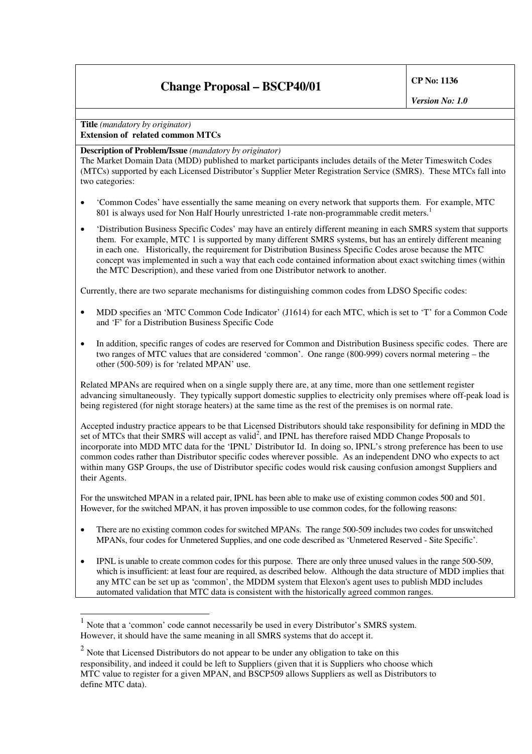| **Change Proposal – BSCP40/01** | **CP No: 1136**<br>***Version No: 1.0*** |
|---|---|

**Title** *(mandatory by originator)*
**Extension of related common MTCs**

**Description of Problem/Issue** *(mandatory by originator)*

The Market Domain Data (MDD) published to market participants includes details of the Meter Timeswitch Codes (MTCs) supported by each Licensed Distributor's Supplier Meter Registration Service (SMRS). These MTCs fall into two categories:

- 'Common Codes' have essentially the same meaning on every network that supports them. For example, MTC 801 is always used for Non Half Hourly unrestricted 1-rate non-programmable credit meters.[1]
- 'Distribution Business Specific Codes' may have an entirely different meaning in each SMRS system that supports them. For example, MTC 1 is supported by many different SMRS systems, but has an entirely different meaning in each one. Historically, the requirement for Distribution Business Specific Codes arose because the MTC concept was implemented in such a way that each code contained information about exact switching times (within the MTC Description), and these varied from one Distributor network to another.

Currently, there are two separate mechanisms for distinguishing common codes from LDSO Specific codes:

- MDD specifies an 'MTC Common Code Indicator' (J1614) for each MTC, which is set to 'T' for a Common Code and 'F' for a Distribution Business Specific Code
- In addition, specific ranges of codes are reserved for Common and Distribution Business specific codes. There are two ranges of MTC values that are considered 'common'. One range (800-999) covers normal metering – the other (500-509) is for 'related MPAN' use.

Related MPANs are required when on a single supply there are, at any time, more than one settlement register advancing simultaneously. They typically support domestic supplies to electricity only premises where off-peak load is being registered (for night storage heaters) at the same time as the rest of the premises is on normal rate.

Accepted industry practice appears to be that Licensed Distributors should take responsibility for defining in MDD the set of MTCs that their SMRS will accept as valid[2], and IPNL has therefore raised MDD Change Proposals to incorporate into MDD MTC data for the 'IPNL' Distributor Id. In doing so, IPNL's strong preference has been to use common codes rather than Distributor specific codes wherever possible. As an independent DNO who expects to act within many GSP Groups, the use of Distributor specific codes would risk causing confusion amongst Suppliers and their Agents.

For the unswitched MPAN in a related pair, IPNL has been able to make use of existing common codes 500 and 501. However, for the switched MPAN, it has proven impossible to use common codes, for the following reasons:

- There are no existing common codes for switched MPANs. The range 500-509 includes two codes for unswitched MPANs, four codes for Unmetered Supplies, and one code described as 'Unmetered Reserved - Site Specific'.
- IPNL is unable to create common codes for this purpose. There are only three unused values in the range 500-509, which is insufficient: at least four are required, as described below. Although the data structure of MDD implies that any MTC can be set up as 'common', the MDDM system that Elexon's agent uses to publish MDD includes automated validation that MTC data is consistent with the historically agreed common ranges.

---

[1] Note that a 'common' code cannot necessarily be used in every Distributor's SMRS system. However, it should have the same meaning in all SMRS systems that do accept it.

[2] Note that Licensed Distributors do not appear to be under any obligation to take on this responsibility, and indeed it could be left to Suppliers (given that it is Suppliers who choose which MTC value to register for a given MPAN, and BSCP509 allows Suppliers as well as Distributors to define MTC data).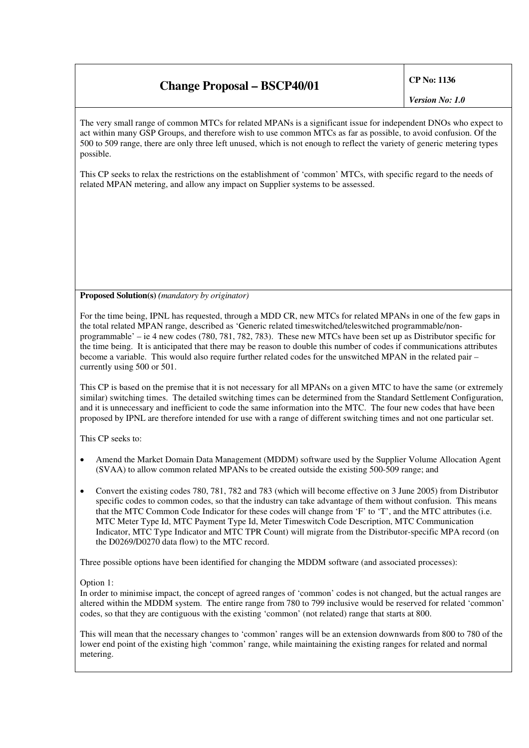| Change Proposal – BSCP40/01 | CP No: 1136<br>*Version No: 1.0* |
|---|---|

The very small range of common MTCs for related MPANs is a significant issue for independent DNOs who expect to act within many GSP Groups, and therefore wish to use common MTCs as far as possible, to avoid confusion. Of the 500 to 509 range, there are only three left unused, which is not enough to reflect the variety of generic metering types possible.

This CP seeks to relax the restrictions on the establishment of 'common' MTCs, with specific regard to the needs of related MPAN metering, and allow any impact on Supplier systems to be assessed.

**Proposed Solution(s)** *(mandatory by originator)*

For the time being, IPNL has requested, through a MDD CR, new MTCs for related MPANs in one of the few gaps in the total related MPAN range, described as 'Generic related timeswitched/teleswitched programmable/non-programmable' – ie 4 new codes (780, 781, 782, 783). These new MTCs have been set up as Distributor specific for the time being. It is anticipated that there may be reason to double this number of codes if communications attributes become a variable. This would also require further related codes for the unswitched MPAN in the related pair – currently using 500 or 501.

This CP is based on the premise that it is not necessary for all MPANs on a given MTC to have the same (or extremely similar) switching times. The detailed switching times can be determined from the Standard Settlement Configuration, and it is unnecessary and inefficient to code the same information into the MTC. The four new codes that have been proposed by IPNL are therefore intended for use with a range of different switching times and not one particular set.

This CP seeks to:

- Amend the Market Domain Data Management (MDDM) software used by the Supplier Volume Allocation Agent (SVAA) to allow common related MPANs to be created outside the existing 500-509 range; and
- Convert the existing codes 780, 781, 782 and 783 (which will become effective on 3 June 2005) from Distributor specific codes to common codes, so that the industry can take advantage of them without confusion. This means that the MTC Common Code Indicator for these codes will change from 'F' to 'T', and the MTC attributes (i.e. MTC Meter Type Id, MTC Payment Type Id, Meter Timeswitch Code Description, MTC Communication Indicator, MTC Type Indicator and MTC TPR Count) will migrate from the Distributor-specific MPA record (on the D0269/D0270 data flow) to the MTC record.

Three possible options have been identified for changing the MDDM software (and associated processes):

Option 1:
In order to minimise impact, the concept of agreed ranges of 'common' codes is not changed, but the actual ranges are altered within the MDDM system. The entire range from 780 to 799 inclusive would be reserved for related 'common' codes, so that they are contiguous with the existing 'common' (not related) range that starts at 800.

This will mean that the necessary changes to 'common' ranges will be an extension downwards from 800 to 780 of the lower end point of the existing high 'common' range, while maintaining the existing ranges for related and normal metering.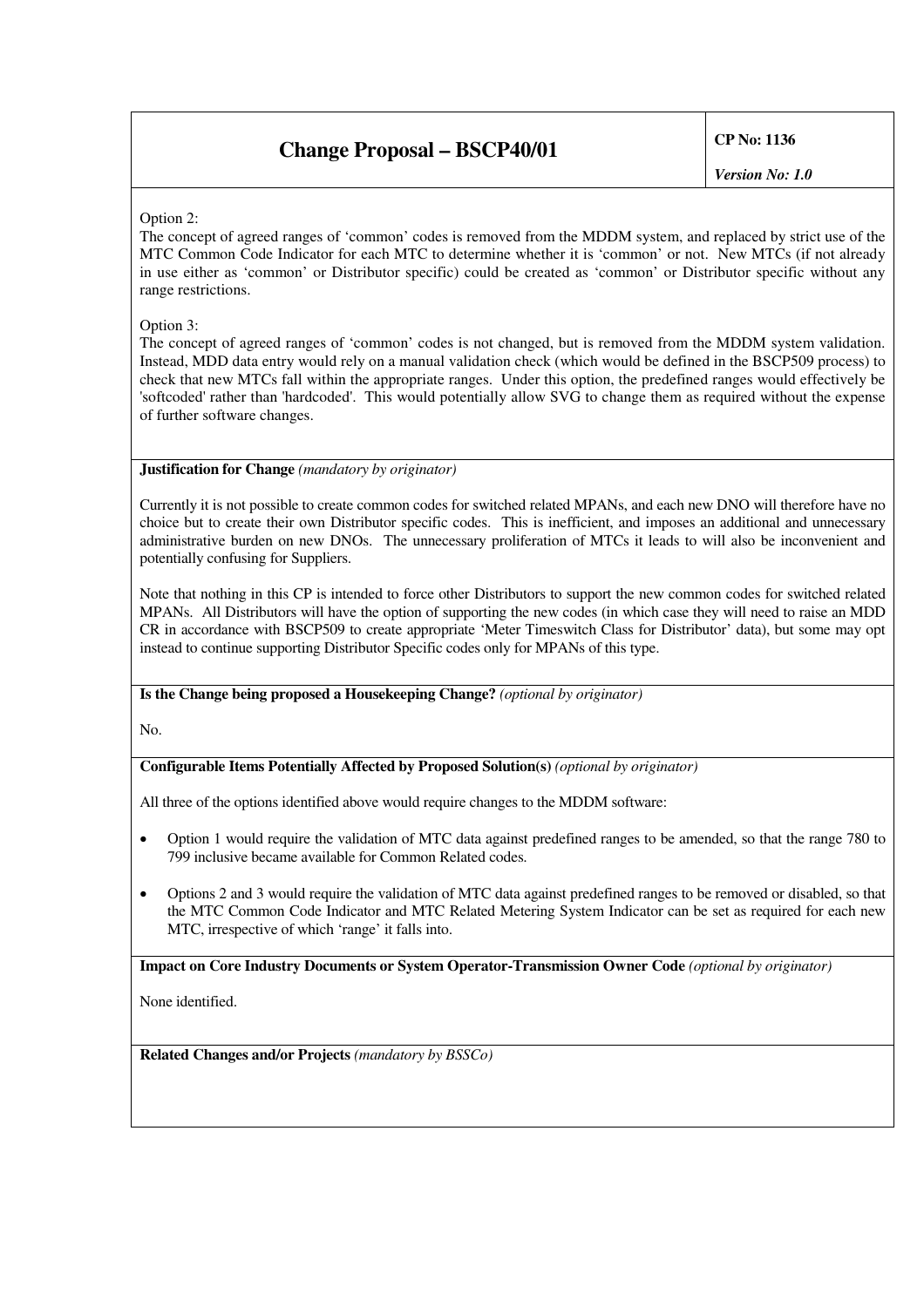# Change Proposal – BSCP40/01

**CP No: 1136**

*Version No: 1.0*

Option 2:
The concept of agreed ranges of 'common' codes is removed from the MDDM system, and replaced by strict use of the MTC Common Code Indicator for each MTC to determine whether it is 'common' or not. New MTCs (if not already in use either as 'common' or Distributor specific) could be created as 'common' or Distributor specific without any range restrictions.

Option 3:
The concept of agreed ranges of 'common' codes is not changed, but is removed from the MDDM system validation. Instead, MDD data entry would rely on a manual validation check (which would be defined in the BSCP509 process) to check that new MTCs fall within the appropriate ranges. Under this option, the predefined ranges would effectively be 'softcoded' rather than 'hardcoded'. This would potentially allow SVG to change them as required without the expense of further software changes.

**Justification for Change** *(mandatory by originator)*

Currently it is not possible to create common codes for switched related MPANs, and each new DNO will therefore have no choice but to create their own Distributor specific codes. This is inefficient, and imposes an additional and unnecessary administrative burden on new DNOs. The unnecessary proliferation of MTCs it leads to will also be inconvenient and potentially confusing for Suppliers.

Note that nothing in this CP is intended to force other Distributors to support the new common codes for switched related MPANs. All Distributors will have the option of supporting the new codes (in which case they will need to raise an MDD CR in accordance with BSCP509 to create appropriate 'Meter Timeswitch Class for Distributor' data), but some may opt instead to continue supporting Distributor Specific codes only for MPANs of this type.

**Is the Change being proposed a Housekeeping Change?** *(optional by originator)*

No.

**Configurable Items Potentially Affected by Proposed Solution(s)** *(optional by originator)*

All three of the options identified above would require changes to the MDDM software:

- Option 1 would require the validation of MTC data against predefined ranges to be amended, so that the range 780 to 799 inclusive became available for Common Related codes.
- Options 2 and 3 would require the validation of MTC data against predefined ranges to be removed or disabled, so that the MTC Common Code Indicator and MTC Related Metering System Indicator can be set as required for each new MTC, irrespective of which 'range' it falls into.

**Impact on Core Industry Documents or System Operator-Transmission Owner Code** *(optional by originator)*

None identified.

**Related Changes and/or Projects** *(mandatory by BSSCo)*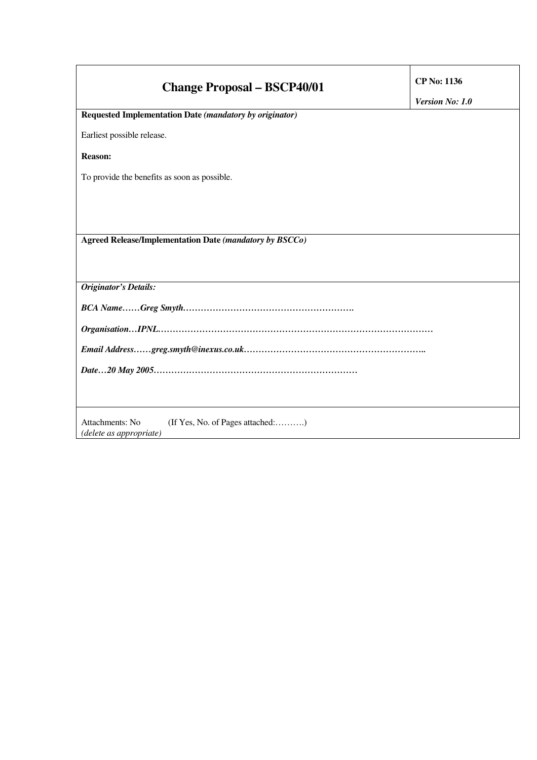# Change Proposal – BSCP40/01

**CP No: 1136**

***Version No: 1.0***

**Requested Implementation Date** ***(mandatory by originator)***

Earliest possible release.

**Reason:**

To provide the benefits as soon as possible.

**Agreed Release/Implementation Date** ***(mandatory by BSCCo)***

***Originator's Details:***

***BCA Name……Greg Smyth………………………………………………….***

***Organisation…IPNL……………………………………………………………………………***

***Email Address……greg.smyth@inexus.co.uk……………………………………………………..***

***Date…20 May 2005…………………………………………………………***

Attachments: No (If Yes, No. of Pages attached:……….)
*(delete as appropriate)*